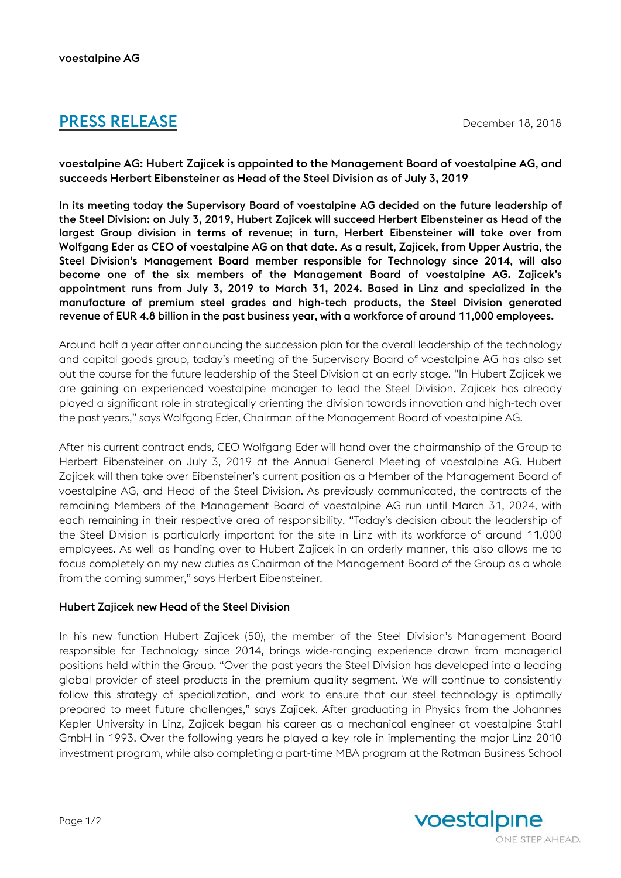voestalpine AG

# PRESS RELEASE

December 18, 2018

**voestalpine AG: Hubert Zajicek is appointed to the Management Board of voestalpine AG, and succeeds Herbert Eibensteiner as Head of the Steel Division as of July 3, 2019**

**In its meeting today the Supervisory Board of voestalpine AG decided on the future leadership of the Steel Division: on July 3, 2019, Hubert Zajicek will succeed Herbert Eibensteiner as Head of the largest Group division in terms of revenue; in turn, Herbert Eibensteiner will take over from Wolfgang Eder as CEO of voestalpine AG on that date. As a result, Zajicek, from Upper Austria, the Steel Division's Management Board member responsible for Technology since 2014, will also become one of the six members of the Management Board of voestalpine AG. Zajicek's appointment runs from July 3, 2019 to March 31, 2024. Based in Linz and specialized in the manufacture of premium steel grades and high-tech products, the Steel Division generated revenue of EUR 4.8 billion in the past business year, with a workforce of around 11,000 employees.**

Around half a year after announcing the succession plan for the overall leadership of the technology and capital goods group, today's meeting of the Supervisory Board of voestalpine AG has also set out the course for the future leadership of the Steel Division at an early stage. "In Hubert Zajicek we are gaining an experienced voestalpine manager to lead the Steel Division. Zajicek has already played a significant role in strategically orienting the division towards innovation and high-tech over the past years," says Wolfgang Eder, Chairman of the Management Board of voestalpine AG.

After his current contract ends, CEO Wolfgang Eder will hand over the chairmanship of the Group to Herbert Eibensteiner on July 3, 2019 at the Annual General Meeting of voestalpine AG. Hubert Zajicek will then take over Eibensteiner's current position as a Member of the Management Board of voestalpine AG, and Head of the Steel Division. As previously communicated, the contracts of the remaining Members of the Management Board of voestalpine AG run until March 31, 2024, with each remaining in their respective area of responsibility. "Today's decision about the leadership of the Steel Division is particularly important for the site in Linz with its workforce of around 11,000 employees. As well as handing over to Hubert Zajicek in an orderly manner, this also allows me to focus completely on my new duties as Chairman of the Management Board of the Group as a whole from the coming summer," says Herbert Eibensteiner.

**Hubert Zajicek new Head of the Steel Division**

In his new function Hubert Zajicek (50), the member of the Steel Division's Management Board responsible for Technology since 2014, brings wide-ranging experience drawn from managerial positions held within the Group. "Over the past years the Steel Division has developed into a leading global provider of steel products in the premium quality segment. We will continue to consistently follow this strategy of specialization, and work to ensure that our steel technology is optimally prepared to meet future challenges," says Zajicek. After graduating in Physics from the Johannes Kepler University in Linz, Zajicek began his career as a mechanical engineer at voestalpine Stahl GmbH in 1993. Over the following years he played a key role in implementing the major Linz 2010 investment program, while also completing a part-time MBA program at the Rotman Business School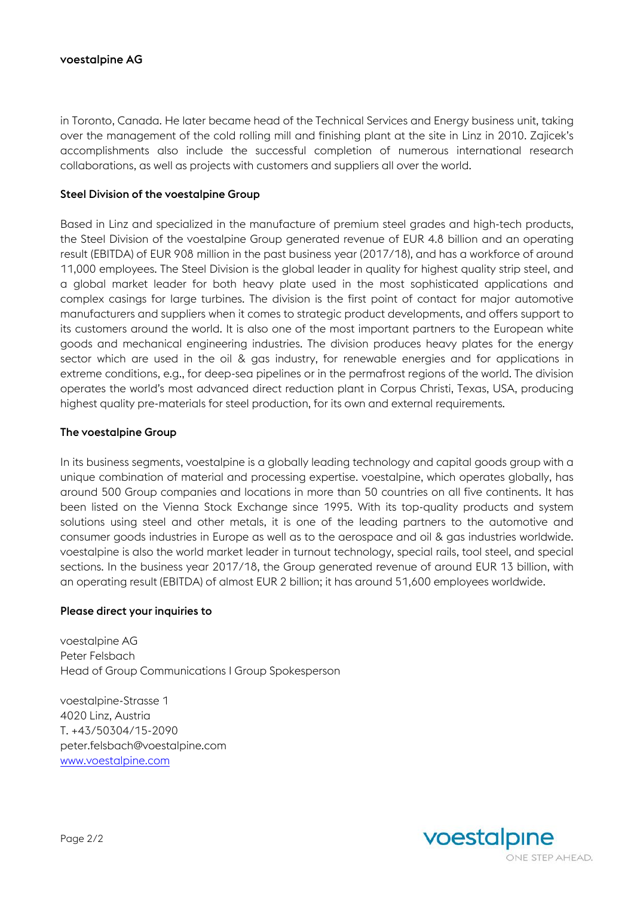in Toronto, Canada. He later became head of the Technical Services and Energy business unit, taking over the management of the cold rolling mill and finishing plant at the site in Linz in 2010. Zajicek's accomplishments also include the successful completion of numerous international research collaborations, as well as projects with customers and suppliers all over the world.

**Steel Division of the voestalpine Group**

Based in Linz and specialized in the manufacture of premium steel grades and high-tech products, the Steel Division of the voestalpine Group generated revenue of EUR 4.8 billion and an operating result (EBITDA) of EUR 908 million in the past business year (2017/18), and has a workforce of around 11,000 employees. The Steel Division is the global leader in quality for highest quality strip steel, and a global market leader for both heavy plate used in the most sophisticated applications and complex casings for large turbines. The division is the first point of contact for major automotive manufacturers and suppliers when it comes to strategic product developments, and offers support to its customers around the world. It is also one of the most important partners to the European white goods and mechanical engineering industries. The division produces heavy plates for the energy sector which are used in the oil & gas industry, for renewable energies and for applications in extreme conditions, e.g., for deep-sea pipelines or in the permafrost regions of the world. The division operates the world's most advanced direct reduction plant in Corpus Christi, Texas, USA, producing highest quality pre-materials for steel production, for its own and external requirements.

**The voestalpine Group**

In its business segments, voestalpine is a globally leading technology and capital goods group with a unique combination of material and processing expertise. voestalpine, which operates globally, has around 500 Group companies and locations in more than 50 countries on all five continents. It has been listed on the Vienna Stock Exchange since 1995. With its top-quality products and system solutions using steel and other metals, it is one of the leading partners to the automotive and consumer goods industries in Europe as well as to the aerospace and oil & gas industries worldwide. voestalpine is also the world market leader in turnout technology, special rails, tool steel, and special sections. In the business year 2017/18, the Group generated revenue of around EUR 13 billion, with an operating result (EBITDA) of almost EUR 2 billion; it has around 51,600 employees worldwide.

**Please direct your inquiries to**

voestalpine AG
Peter Felsbach
Head of Group Communications I Group Spokesperson

voestalpine-Strasse 1
4020 Linz, Austria
T. +43/50304/15-2090
peter.felsbach@voestalpine.com
www.voestalpine.com